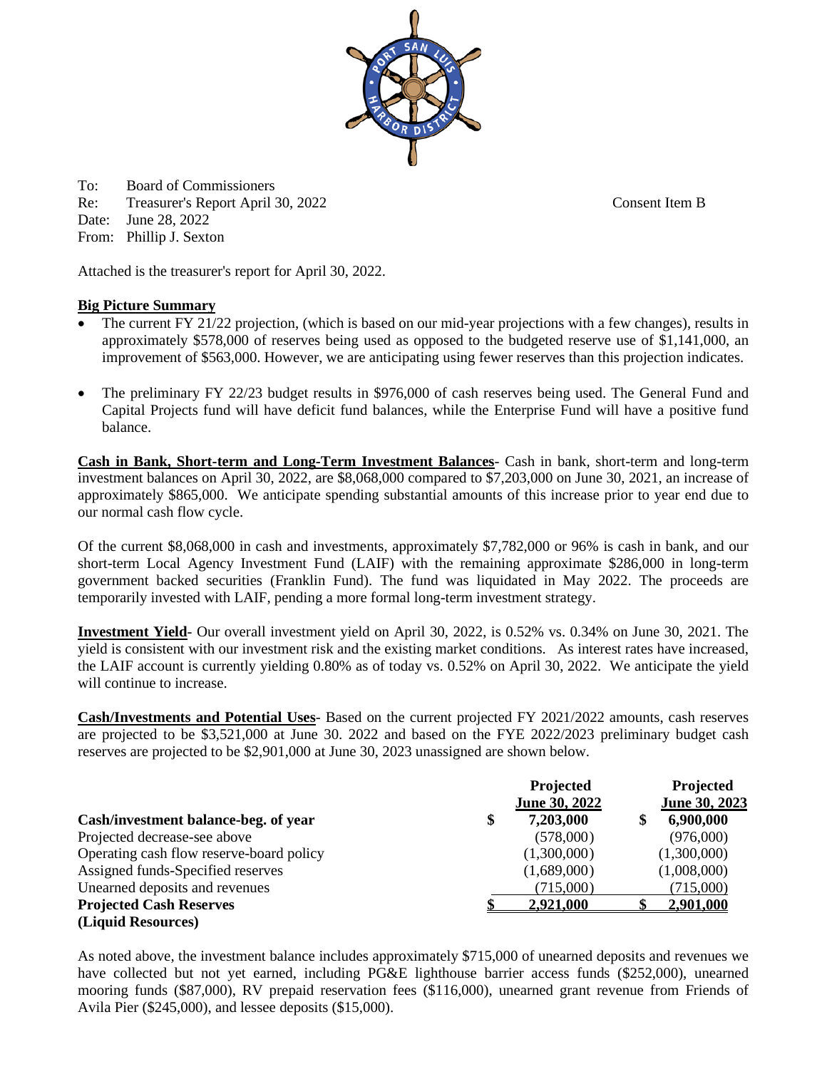To: Board of Commissioners
Re: Treasurer's Report April 30, 2022 Consent Item B
Date: June 28, 2022
From: Phillip J. Sexton

Attached is the treasurer's report for April 30, 2022.

**Big Picture Summary**

- The current FY 21/22 projection, (which is based on our mid-year projections with a few changes), results in approximately $578,000 of reserves being used as opposed to the budgeted reserve use of $1,141,000, an improvement of $563,000. However, we are anticipating using fewer reserves than this projection indicates.

- The preliminary FY 22/23 budget results in $976,000 of cash reserves being used. The General Fund and Capital Projects fund will have deficit fund balances, while the Enterprise Fund will have a positive fund balance.

**Cash in Bank, Short-term and Long-Term Investment Balances**- Cash in bank, short-term and long-term investment balances on April 30, 2022, are $8,068,000 compared to $7,203,000 on June 30, 2021, an increase of approximately $865,000. We anticipate spending substantial amounts of this increase prior to year end due to our normal cash flow cycle.

Of the current $8,068,000 in cash and investments, approximately $7,782,000 or 96% is cash in bank, and our short-term Local Agency Investment Fund (LAIF) with the remaining approximate $286,000 in long-term government backed securities (Franklin Fund). The fund was liquidated in May 2022. The proceeds are temporarily invested with LAIF, pending a more formal long-term investment strategy.

**Investment Yield**- Our overall investment yield on April 30, 2022, is 0.52% vs. 0.34% on June 30, 2021. The yield is consistent with our investment risk and the existing market conditions. As interest rates have increased, the LAIF account is currently yielding 0.80% as of today vs. 0.52% on April 30, 2022. We anticipate the yield will continue to increase.

**Cash/Investments and Potential Uses**- Based on the current projected FY 2021/2022 amounts, cash reserves are projected to be $3,521,000 at June 30. 2022 and based on the FYE 2022/2023 preliminary budget cash reserves are projected to be $2,901,000 at June 30, 2023 unassigned are shown below.

| | Projected June 30, 2022 | Projected June 30, 2023 |
|---|---|---|
| **Cash/investment balance-beg. of year** | **$ 7,203,000** | **$ 6,900,000** |
| Projected decrease-see above | (578,000) | (976,000) |
| Operating cash flow reserve-board policy | (1,300,000) | (1,300,000) |
| Assigned funds-Specified reserves | (1,689,000) | (1,008,000) |
| Unearned deposits and revenues | (715,000) | (715,000) |
| **Projected Cash Reserves (Liquid Resources)** | **$ 2,921,000** | **$ 2,901,000** |

As noted above, the investment balance includes approximately $715,000 of unearned deposits and revenues we have collected but not yet earned, including PG&E lighthouse barrier access funds ($252,000), unearned mooring funds ($87,000), RV prepaid reservation fees ($116,000), unearned grant revenue from Friends of Avila Pier ($245,000), and lessee deposits ($15,000).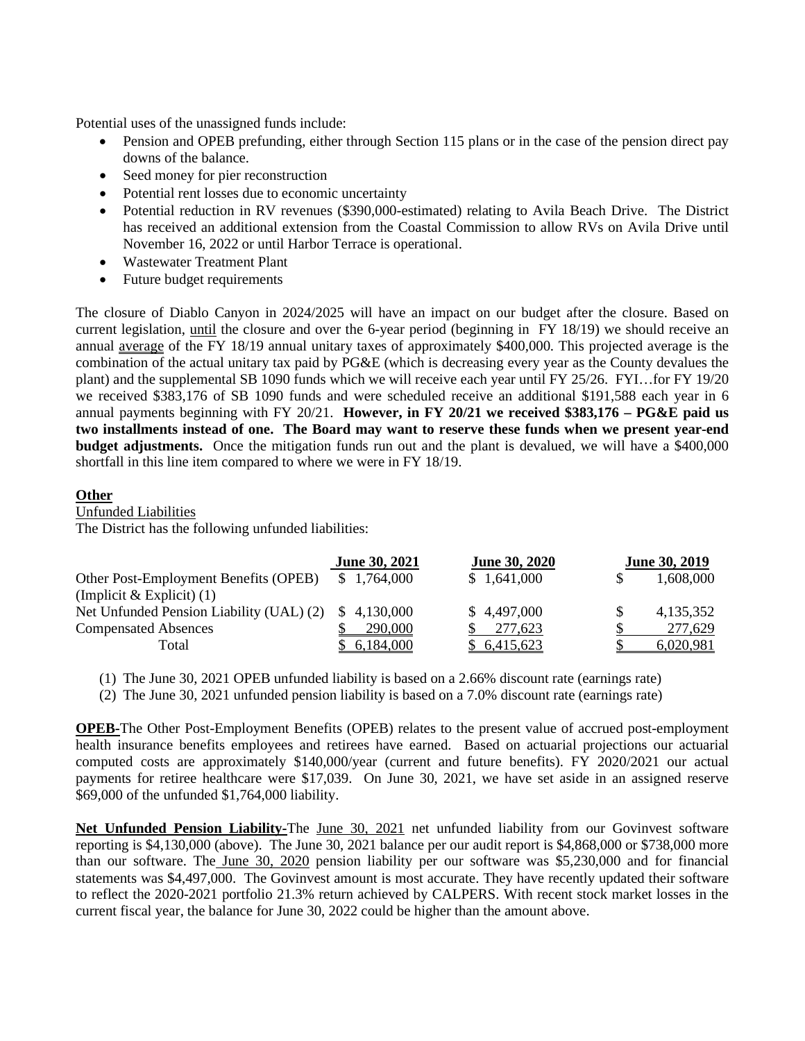Potential uses of the unassigned funds include:

- Pension and OPEB prefunding, either through Section 115 plans or in the case of the pension direct pay downs of the balance.
- Seed money for pier reconstruction
- Potential rent losses due to economic uncertainty
- Potential reduction in RV revenues ($390,000-estimated) relating to Avila Beach Drive. The District has received an additional extension from the Coastal Commission to allow RVs on Avila Drive until November 16, 2022 or until Harbor Terrace is operational.
- Wastewater Treatment Plant
- Future budget requirements

The closure of Diablo Canyon in 2024/2025 will have an impact on our budget after the closure. Based on current legislation, until the closure and over the 6-year period (beginning in FY 18/19) we should receive an annual average of the FY 18/19 annual unitary taxes of approximately $400,000. This projected average is the combination of the actual unitary tax paid by PG&E (which is decreasing every year as the County devalues the plant) and the supplemental SB 1090 funds which we will receive each year until FY 25/26. FYI…for FY 19/20 we received $383,176 of SB 1090 funds and were scheduled receive an additional $191,588 each year in 6 annual payments beginning with FY 20/21. **However, in FY 20/21 we received $383,176 – PG&E paid us two installments instead of one. The Board may want to reserve these funds when we present year-end budget adjustments.** Once the mitigation funds run out and the plant is devalued, we will have a $400,000 shortfall in this line item compared to where we were in FY 18/19.

**Other**

Unfunded Liabilities

The District has the following unfunded liabilities:

| | June 30, 2021 | June 30, 2020 | June 30, 2019 |
|---|---|---|---|
| Other Post-Employment Benefits (OPEB) (Implicit & Explicit) (1) | $ 1,764,000 | $ 1,641,000 | $ 1,608,000 |
| Net Unfunded Pension Liability (UAL) (2) | $ 4,130,000 | $ 4,497,000 | $ 4,135,352 |
| Compensated Absences | $ 290,000 | $ 277,623 | $ 277,629 |
| Total | $ 6,184,000 | $ 6,415,623 | $ 6,020,981 |

(1) The June 30, 2021 OPEB unfunded liability is based on a 2.66% discount rate (earnings rate)

(2) The June 30, 2021 unfunded pension liability is based on a 7.0% discount rate (earnings rate)

**OPEB-**The Other Post-Employment Benefits (OPEB) relates to the present value of accrued post-employment health insurance benefits employees and retirees have earned. Based on actuarial projections our actuarial computed costs are approximately $140,000/year (current and future benefits). FY 2020/2021 our actual payments for retiree healthcare were $17,039. On June 30, 2021, we have set aside in an assigned reserve $69,000 of the unfunded $1,764,000 liability.

**Net Unfunded Pension Liability-**The June 30, 2021 net unfunded liability from our Govinvest software reporting is $4,130,000 (above). The June 30, 2021 balance per our audit report is $4,868,000 or $738,000 more than our software. The June 30, 2020 pension liability per our software was $5,230,000 and for financial statements was $4,497,000. The Govinvest amount is most accurate. They have recently updated their software to reflect the 2020-2021 portfolio 21.3% return achieved by CALPERS. With recent stock market losses in the current fiscal year, the balance for June 30, 2022 could be higher than the amount above.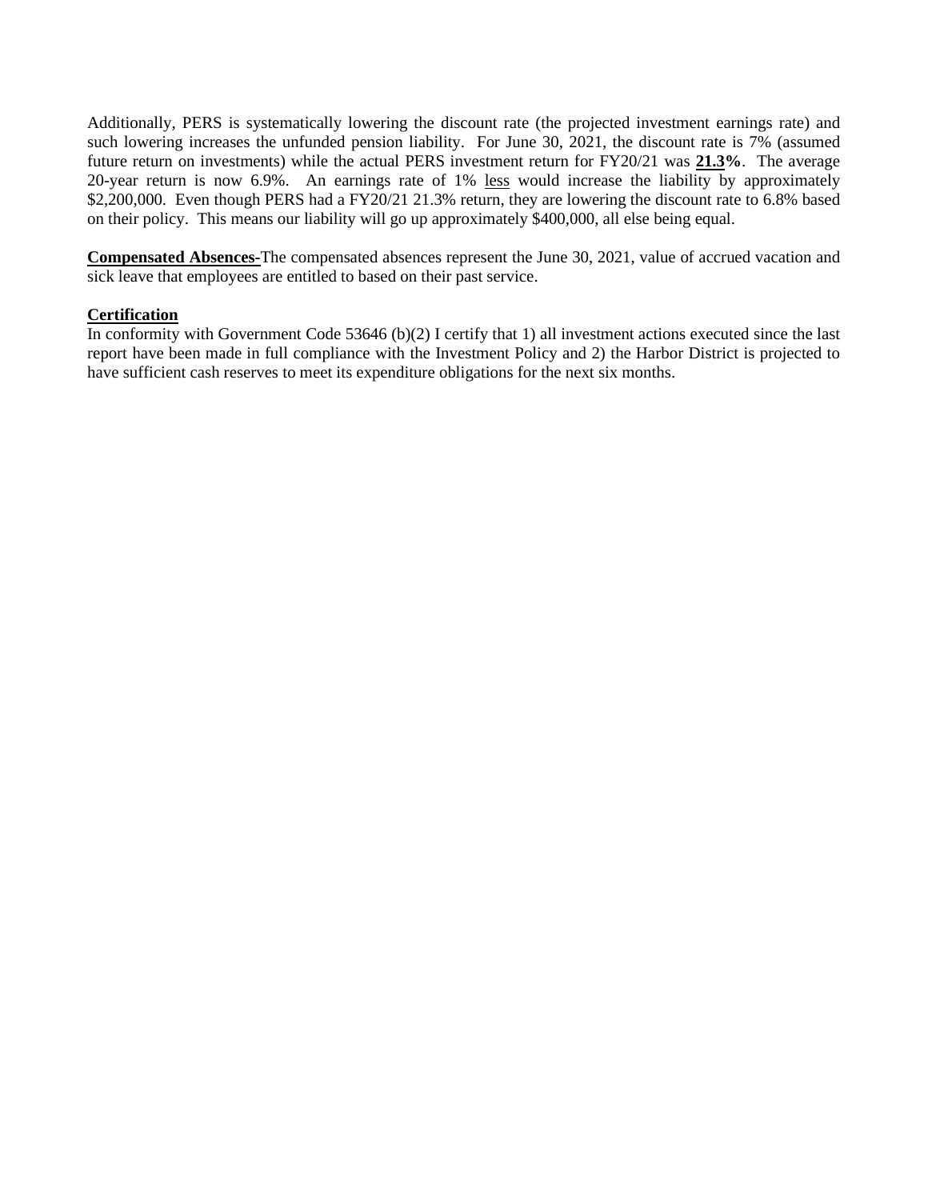Additionally, PERS is systematically lowering the discount rate (the projected investment earnings rate) and such lowering increases the unfunded pension liability. For June 30, 2021, the discount rate is 7% (assumed future return on investments) while the actual PERS investment return for FY20/21 was **21.3%**. The average 20-year return is now 6.9%. An earnings rate of 1% less would increase the liability by approximately $2,200,000. Even though PERS had a FY20/21 21.3% return, they are lowering the discount rate to 6.8% based on their policy. This means our liability will go up approximately $400,000, all else being equal.

**Compensated Absences-**The compensated absences represent the June 30, 2021, value of accrued vacation and sick leave that employees are entitled to based on their past service.

**Certification**

In conformity with Government Code 53646 (b)(2) I certify that 1) all investment actions executed since the last report have been made in full compliance with the Investment Policy and 2) the Harbor District is projected to have sufficient cash reserves to meet its expenditure obligations for the next six months.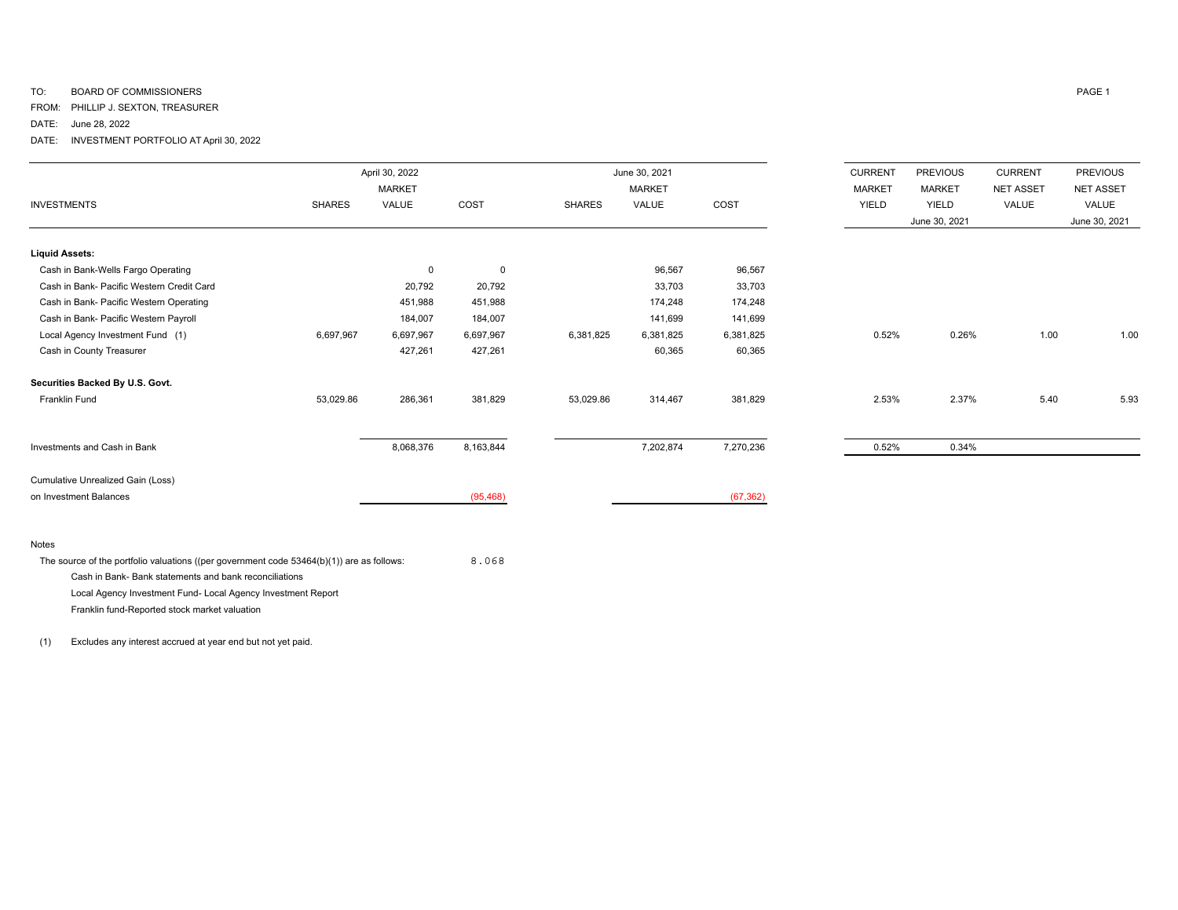TO: BOARD OF COMMISSIONERS

FROM: PHILLIP J. SEXTON, TREASURER

DATE: June 28, 2022

DATE: INVESTMENT PORTFOLIO AT April 30, 2022

| INVESTMENTS | April 30, 2022 SHARES | April 30, 2022 MARKET VALUE | April 30, 2022 COST | June 30, 2021 SHARES | June 30, 2021 MARKET VALUE | June 30, 2021 COST | CURRENT MARKET YIELD | PREVIOUS MARKET YIELD June 30, 2021 | CURRENT NET ASSET VALUE | PREVIOUS NET ASSET VALUE June 30, 2021 |
|---|---|---|---|---|---|---|---|---|---|---|
| **Liquid Assets:** | | | | | | | | | | |
| Cash in Bank-Wells Fargo Operating | | 0 | 0 | | 96,567 | 96,567 | | | | |
| Cash in Bank- Pacific Western Credit Card | | 20,792 | 20,792 | | 33,703 | 33,703 | | | | |
| Cash in Bank- Pacific Western Operating | | 451,988 | 451,988 | | 174,248 | 174,248 | | | | |
| Cash in Bank- Pacific Western Payroll | | 184,007 | 184,007 | | 141,699 | 141,699 | | | | |
| Local Agency Investment Fund (1) | 6,697,967 | 6,697,967 | 6,697,967 | 6,381,825 | 6,381,825 | 6,381,825 | 0.52% | 0.26% | 1.00 | 1.00 |
| Cash in County Treasurer | | 427,261 | 427,261 | | 60,365 | 60,365 | | | | |
| **Securities Backed By U.S. Govt.** | | | | | | | | | | |
| Franklin Fund | 53,029.86 | 286,361 | 381,829 | 53,029.86 | 314,467 | 381,829 | 2.53% | 2.37% | 5.40 | 5.93 |
| Investments and Cash in Bank | | 8,068,376 | 8,163,844 | | 7,202,874 | 7,270,236 | 0.52% | 0.34% | | |
| Cumulative Unrealized Gain (Loss) on Investment Balances | | | (95,468) | | | (67,362) | | | | |

Notes

The source of the portfolio valuations ((per government code 53464(b)(1)) are as follows: 8.068

Cash in Bank- Bank statements and bank reconciliations

Local Agency Investment Fund- Local Agency Investment Report

Franklin fund-Reported stock market valuation

(1) Excludes any interest accrued at year end but not yet paid.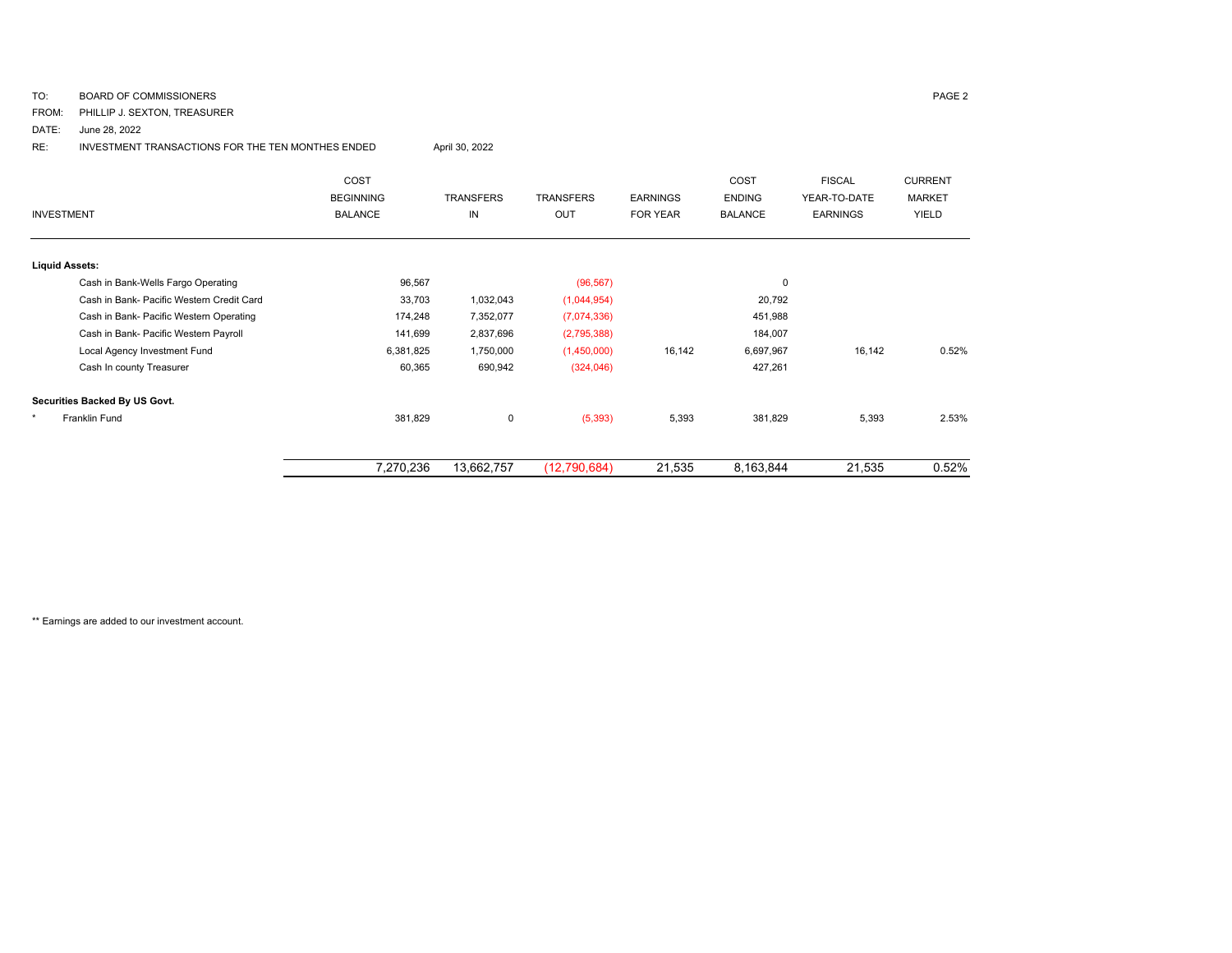TO: BOARD OF COMMISSIONERS

FROM: PHILLIP J. SEXTON, TREASURER

DATE: June 28, 2022

RE: INVESTMENT TRANSACTIONS FOR THE TEN MONTHES ENDED April 30, 2022

| INVESTMENT | COST BEGINNING BALANCE | TRANSFERS IN | TRANSFERS OUT | EARNINGS FOR YEAR | COST ENDING BALANCE | FISCAL YEAR-TO-DATE EARNINGS | CURRENT MARKET YIELD |
|---|---|---|---|---|---|---|---|
| **Liquid Assets:** | | | | | | | |
| Cash in Bank-Wells Fargo Operating | 96,567 | | (96,567) | | 0 | | |
| Cash in Bank- Pacific Western Credit Card | 33,703 | 1,032,043 | (1,044,954) | | 20,792 | | |
| Cash in Bank- Pacific Western Operating | 174,248 | 7,352,077 | (7,074,336) | | 451,988 | | |
| Cash in Bank- Pacific Western Payroll | 141,699 | 2,837,696 | (2,795,388) | | 184,007 | | |
| Local Agency Investment Fund | 6,381,825 | 1,750,000 | (1,450,000) | 16,142 | 6,697,967 | 16,142 | 0.52% |
| Cash In county Treasurer | 60,365 | 690,942 | (324,046) | | 427,261 | | |
| **Securities Backed By US Govt.** | | | | | | | |
| * Franklin Fund | 381,829 | 0 | (5,393) | 5,393 | 381,829 | 5,393 | 2.53% |
| | 7,270,236 | 13,662,757 | (12,790,684) | 21,535 | 8,163,844 | 21,535 | 0.52% |

** Earnings are added to our investment account.